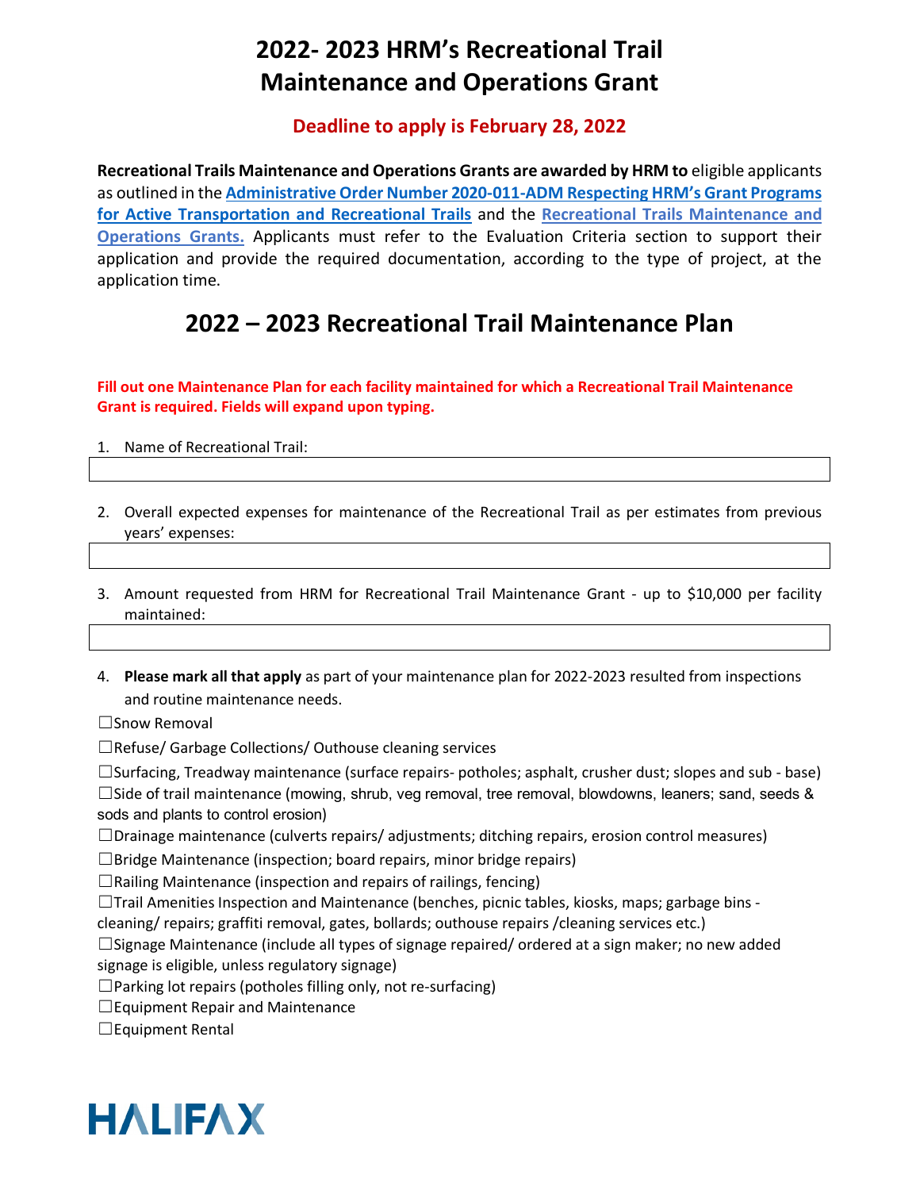# 2022- 2023 HRM's Recreational Trail Maintenance and Operations Grant

**Deadline to apply is February 28, 2022**

**Recreational Trails Maintenance and Operations Grants are awarded by HRM to** eligible applicants as outlined in the **Administrative Order Number 2020-011-ADM Respecting HRM's Grant Programs for Active Transportation and Recreational Trails** and the **Recreational Trails Maintenance and Operations Grants.** Applicants must refer to the Evaluation Criteria section to support their application and provide the required documentation, according to the type of project, at the application time.

# 2022 – 2023 Recreational Trail Maintenance Plan

**Fill out one Maintenance Plan for each facility maintained for which a Recreational Trail Maintenance Grant is required. Fields will expand upon typing.**

1. Name of Recreational Trail:

2. Overall expected expenses for maintenance of the Recreational Trail as per estimates from previous years' expenses:

3. Amount requested from HRM for Recreational Trail Maintenance Grant - up to $10,000 per facility maintained:

4. **Please mark all that apply** as part of your maintenance plan for 2022-2023 resulted from inspections and routine maintenance needs.

☐Snow Removal

☐Refuse/ Garbage Collections/ Outhouse cleaning services

☐Surfacing, Treadway maintenance (surface repairs- potholes; asphalt, crusher dust; slopes and sub - base)

☐Side of trail maintenance (mowing, shrub, veg removal, tree removal, blowdowns, leaners; sand, seeds & sods and plants to control erosion)

☐Drainage maintenance (culverts repairs/ adjustments; ditching repairs, erosion control measures)

☐Bridge Maintenance (inspection; board repairs, minor bridge repairs)

☐Railing Maintenance (inspection and repairs of railings, fencing)

☐Trail Amenities Inspection and Maintenance (benches, picnic tables, kiosks, maps; garbage bins - cleaning/ repairs; graffiti removal, gates, bollards; outhouse repairs /cleaning services etc.)

☐Signage Maintenance (include all types of signage repaired/ ordered at a sign maker; no new added signage is eligible, unless regulatory signage)

☐Parking lot repairs (potholes filling only, not re-surfacing)

☐Equipment Repair and Maintenance

☐Equipment Rental

HALIFAX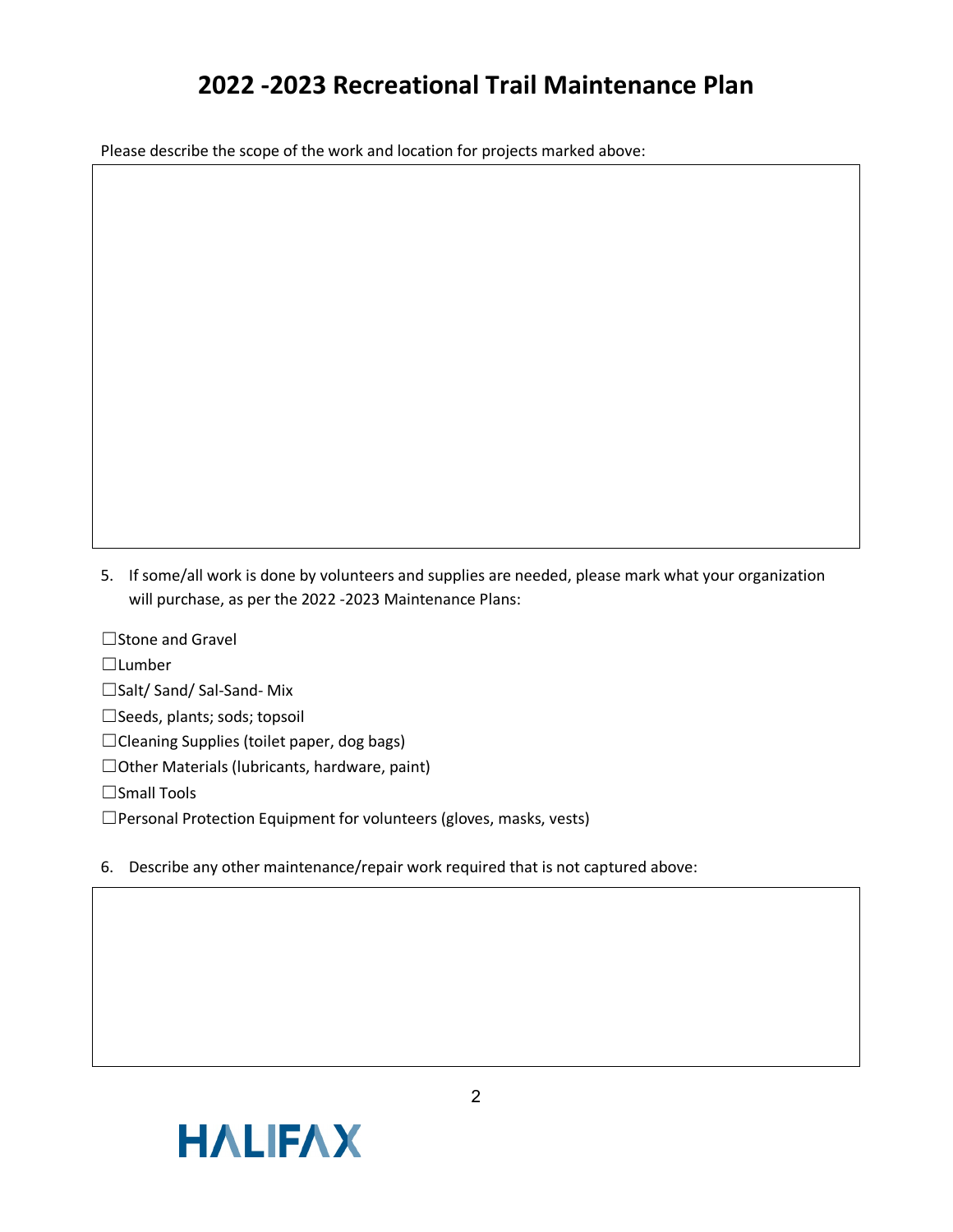# 2022 -2023 Recreational Trail Maintenance Plan

Please describe the scope of the work and location for projects marked above:

5. If some/all work is done by volunteers and supplies are needed, please mark what your organization will purchase, as per the 2022 -2023 Maintenance Plans:

☐Stone and Gravel

☐Lumber

☐Salt/ Sand/ Sal-Sand- Mix

☐Seeds, plants; sods; topsoil

☐Cleaning Supplies (toilet paper, dog bags)

☐Other Materials (lubricants, hardware, paint)

☐Small Tools

☐Personal Protection Equipment for volunteers (gloves, masks, vests)

6. Describe any other maintenance/repair work required that is not captured above:

HALIFAX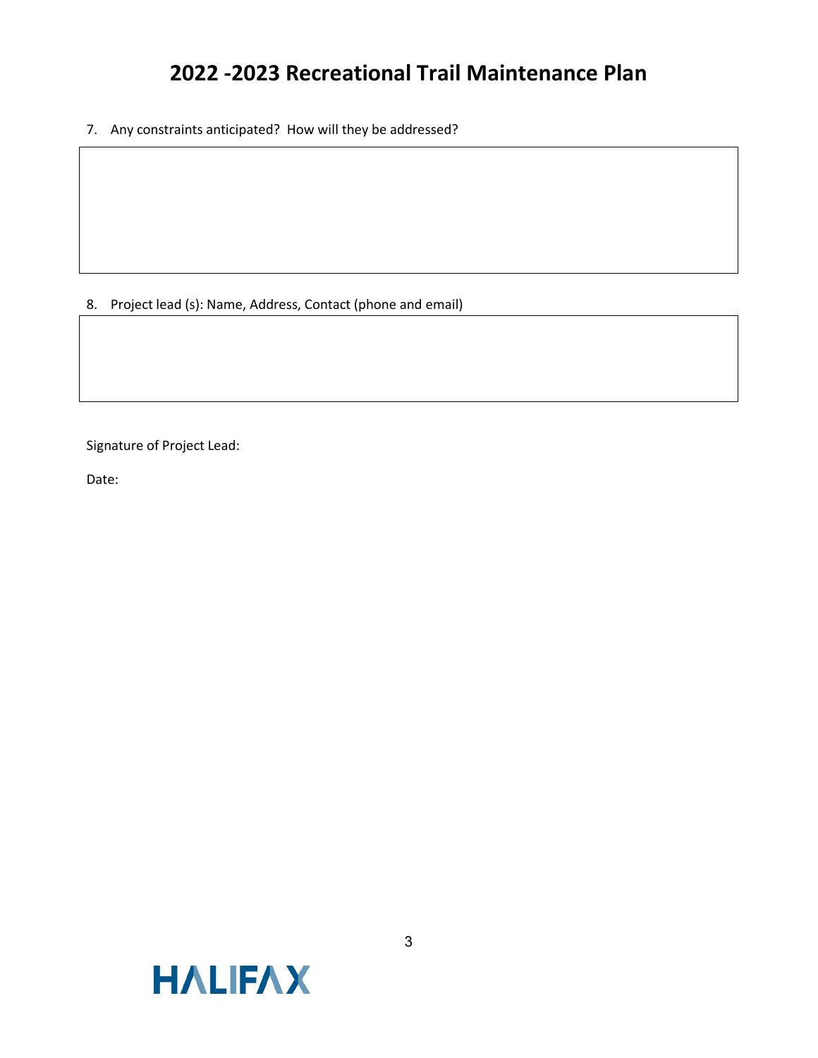# 2022 -2023 Recreational Trail Maintenance Plan

7. Any constraints anticipated? How will they be addressed?

8. Project lead (s): Name, Address, Contact (phone and email)

Signature of Project Lead:

Date:

HALIFAX